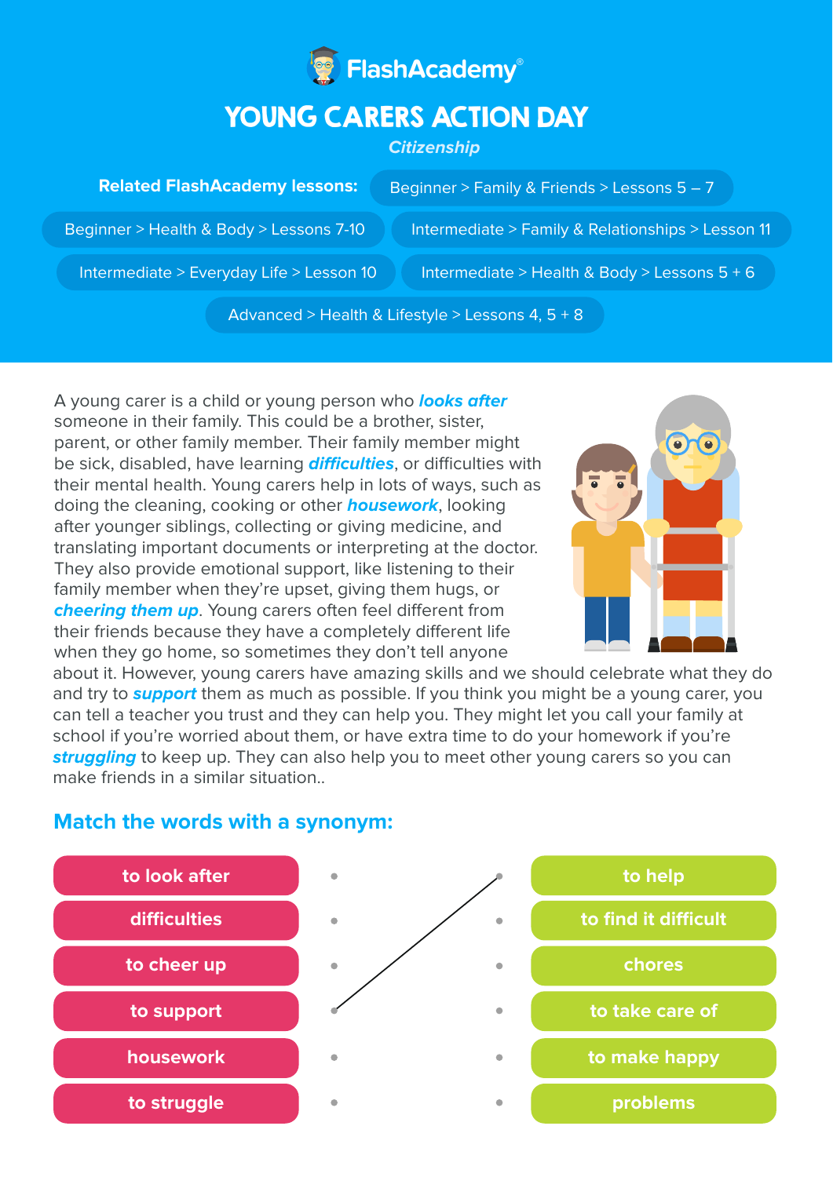FlashAcademy®

# YOUNG CARERS ACTION DAY

*Citizenship*

**Related FlashAcademy lessons:**

- Beginner > Family & Friends > Lessons 5 – 7
- Beginner > Health & Body > Lessons 7-10
- Intermediate > Family & Relationships > Lesson 11
- Intermediate > Everyday Life > Lesson 10
- Intermediate > Health & Body > Lessons 5 + 6
- Advanced > Health & Lifestyle > Lessons 4, 5 + 8

A young carer is a child or young person who ***looks after*** someone in their family. This could be a brother, sister, parent, or other family member. Their family member might be sick, disabled, have learning ***difficulties***, or difficulties with their mental health. Young carers help in lots of ways, such as doing the cleaning, cooking or other ***housework***, looking after younger siblings, collecting or giving medicine, and translating important documents or interpreting at the doctor. They also provide emotional support, like listening to their family member when they're upset, giving them hugs, or ***cheering them up***. Young carers often feel different from their friends because they have a completely different life when they go home, so sometimes they don't tell anyone about it. However, young carers have amazing skills and we should celebrate what they do and try to ***support*** them as much as possible. If you think you might be a young carer, you can tell a teacher you trust and they can help you. They might let you call your family at school if you're worried about them, or have extra time to do your homework if you're ***struggling*** to keep up. They can also help you to meet other young carers so you can make friends in a similar situation..

## Match the words with a synonym:

| Word | Synonym |
| --- | --- |
| to look after | to help |
| difficulties | to find it difficult |
| to cheer up | chores |
| to support | to take care of |
| housework | to make happy |
| to struggle | problems |

(Example: a line connects "to support" to "to help".)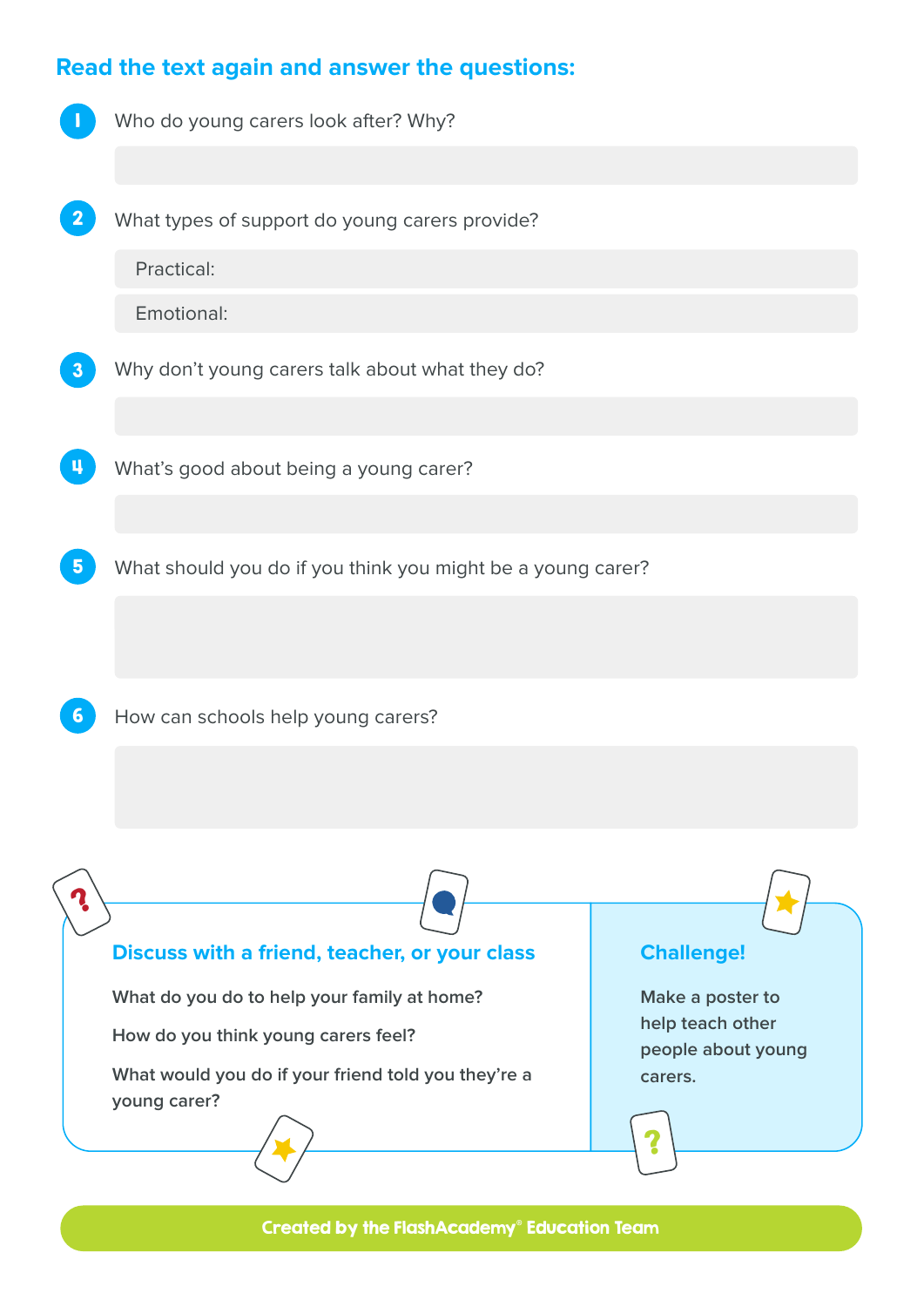## Read the text again and answer the questions:

1. Who do young carers look after? Why?

2. What types of support do young carers provide?

   Practical:

   Emotional:

3. Why don't young carers talk about what they do?

4. What's good about being a young carer?

5. What should you do if you think you might be a young carer?

6. How can schools help young carers?

### Discuss with a friend, teacher, or your class

What do you do to help your family at home?

How do you think young carers feel?

What would you do if your friend told you they're a young carer?

### Challenge!

Make a poster to help teach other people about young carers.

Created by the FlashAcademy® Education Team